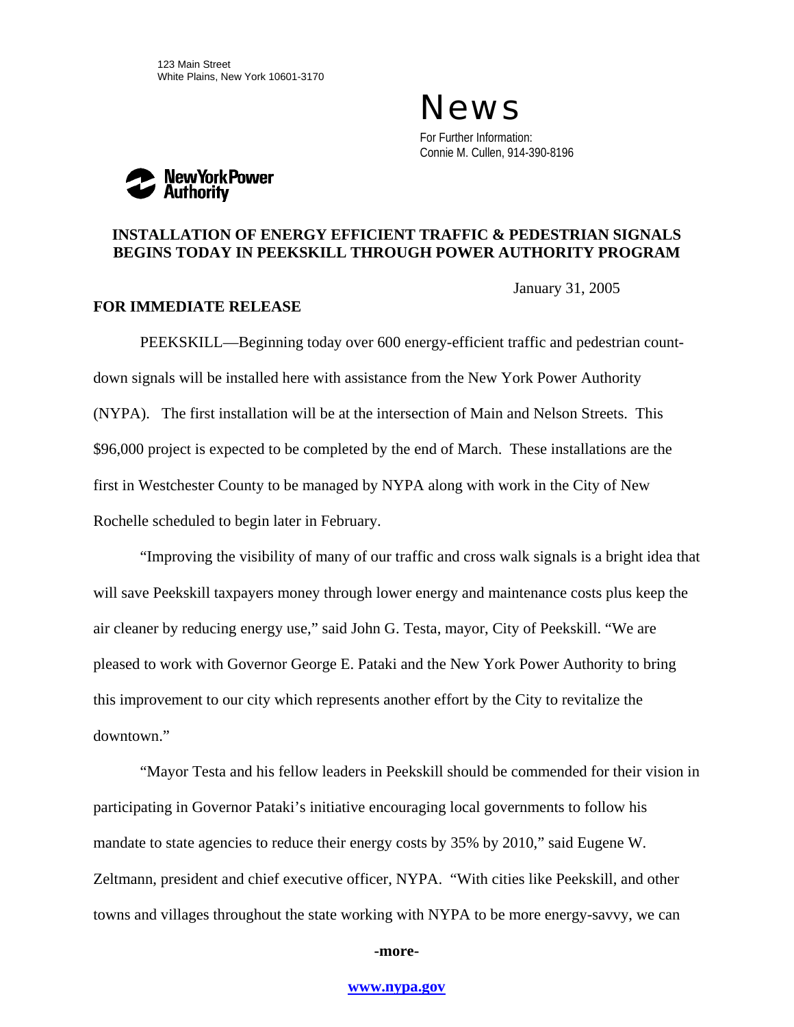123 Main Street
White Plains, New York 10601-3170

News

For Further Information:
Connie M. Cullen, 914-390-8196

New York Power Authority

## INSTALLATION OF ENERGY EFFICIENT TRAFFIC & PEDESTRIAN SIGNALS BEGINS TODAY IN PEEKSKILL THROUGH POWER AUTHORITY PROGRAM

January 31, 2005

**FOR IMMEDIATE RELEASE**

PEEKSKILL—Beginning today over 600 energy-efficient traffic and pedestrian count-down signals will be installed here with assistance from the New York Power Authority (NYPA). The first installation will be at the intersection of Main and Nelson Streets. This $96,000 project is expected to be completed by the end of March. These installations are the first in Westchester County to be managed by NYPA along with work in the City of New Rochelle scheduled to begin later in February.

"Improving the visibility of many of our traffic and cross walk signals is a bright idea that will save Peekskill taxpayers money through lower energy and maintenance costs plus keep the air cleaner by reducing energy use," said John G. Testa, mayor, City of Peekskill. "We are pleased to work with Governor George E. Pataki and the New York Power Authority to bring this improvement to our city which represents another effort by the City to revitalize the downtown."

"Mayor Testa and his fellow leaders in Peekskill should be commended for their vision in participating in Governor Pataki's initiative encouraging local governments to follow his mandate to state agencies to reduce their energy costs by 35% by 2010," said Eugene W. Zeltmann, president and chief executive officer, NYPA. "With cities like Peekskill, and other towns and villages throughout the state working with NYPA to be more energy-savvy, we can

**-more-**

**www.nypa.gov**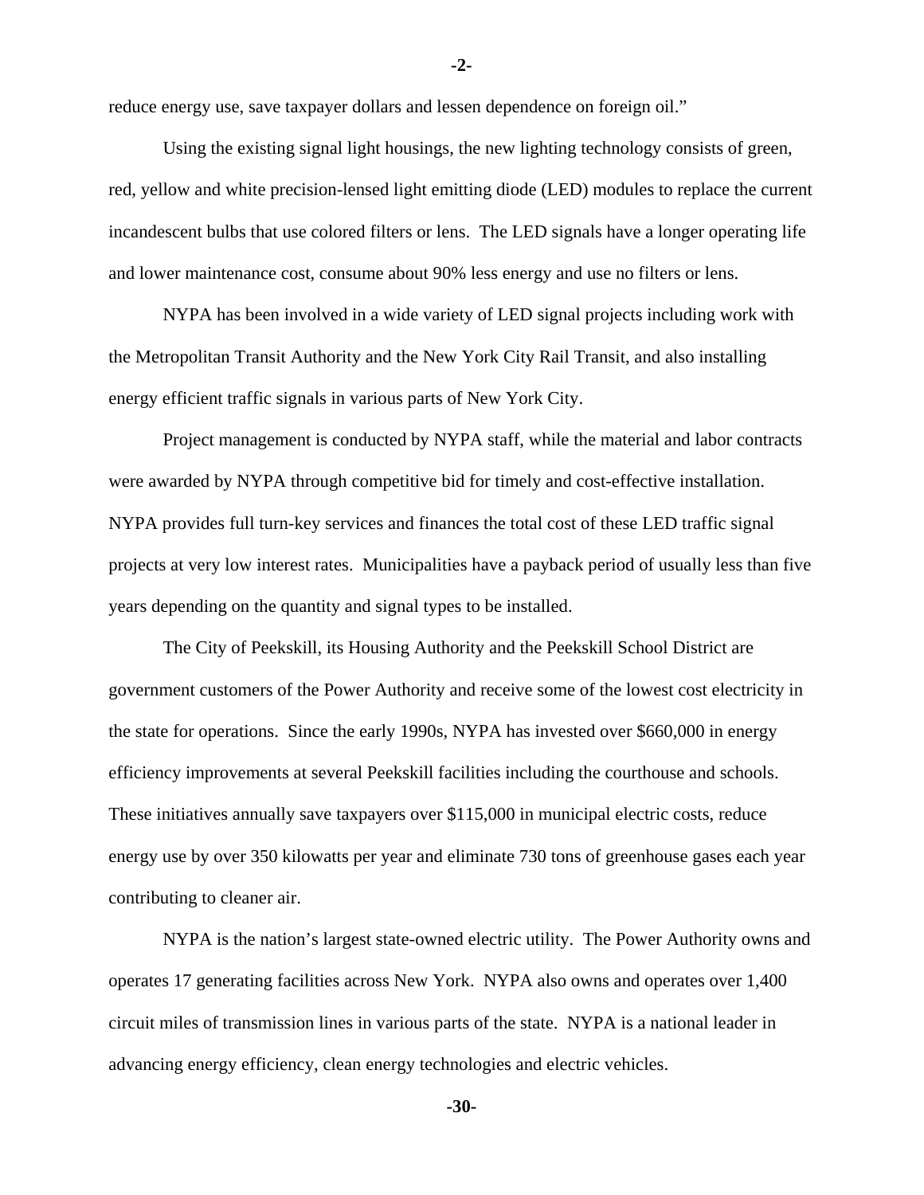reduce energy use, save taxpayer dollars and lessen dependence on foreign oil."

Using the existing signal light housings, the new lighting technology consists of green, red, yellow and white precision-lensed light emitting diode (LED) modules to replace the current incandescent bulbs that use colored filters or lens. The LED signals have a longer operating life and lower maintenance cost, consume about 90% less energy and use no filters or lens.

NYPA has been involved in a wide variety of LED signal projects including work with the Metropolitan Transit Authority and the New York City Rail Transit, and also installing energy efficient traffic signals in various parts of New York City.

Project management is conducted by NYPA staff, while the material and labor contracts were awarded by NYPA through competitive bid for timely and cost-effective installation. NYPA provides full turn-key services and finances the total cost of these LED traffic signal projects at very low interest rates. Municipalities have a payback period of usually less than five years depending on the quantity and signal types to be installed.

The City of Peekskill, its Housing Authority and the Peekskill School District are government customers of the Power Authority and receive some of the lowest cost electricity in the state for operations. Since the early 1990s, NYPA has invested over $660,000 in energy efficiency improvements at several Peekskill facilities including the courthouse and schools. These initiatives annually save taxpayers over $115,000 in municipal electric costs, reduce energy use by over 350 kilowatts per year and eliminate 730 tons of greenhouse gases each year contributing to cleaner air.

NYPA is the nation's largest state-owned electric utility. The Power Authority owns and operates 17 generating facilities across New York. NYPA also owns and operates over 1,400 circuit miles of transmission lines in various parts of the state. NYPA is a national leader in advancing energy efficiency, clean energy technologies and electric vehicles.

-30-